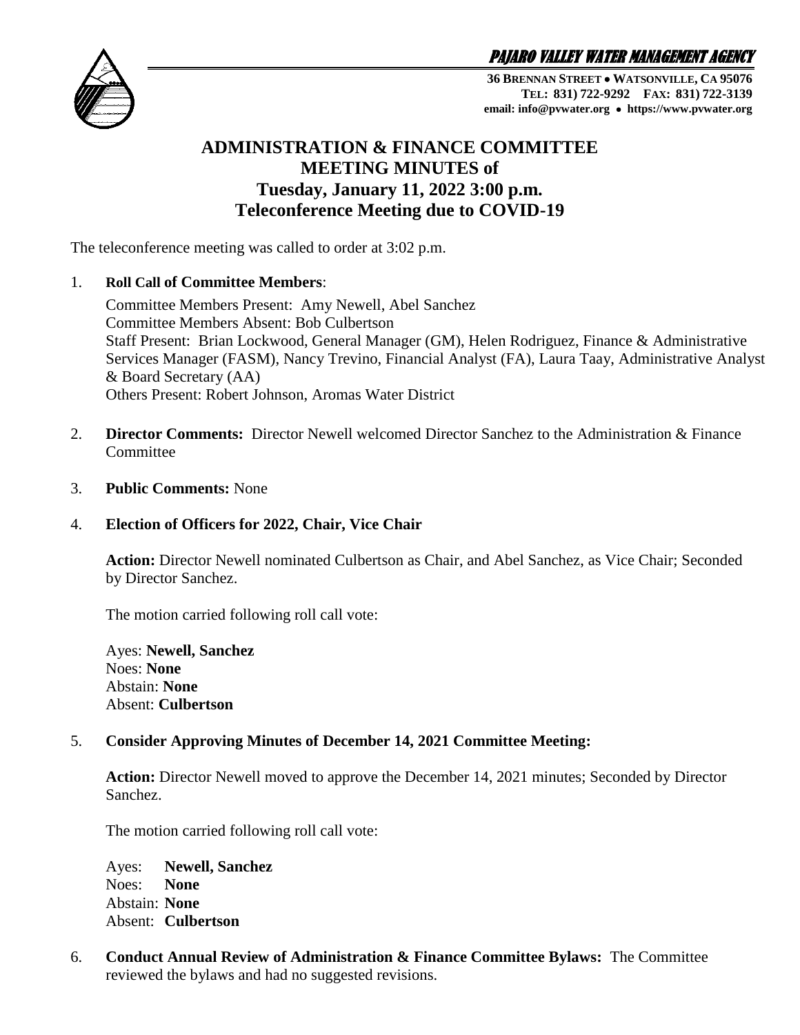**PAJARO VALLEY WATER MANAGEMENT AGENCY**

**36 BRENNAN STREET • WATSONVILLE, CA 95076**
**TEL: 831) 722-9292 FAX: 831) 722-3139**
**email: info@pvwater.org • https://www.pvwater.org**

# ADMINISTRATION & FINANCE COMMITTEE MEETING MINUTES of Tuesday, January 11, 2022 3:00 p.m. Teleconference Meeting due to COVID-19

The teleconference meeting was called to order at 3:02 p.m.

1. **Roll Call of Committee Members**:

   Committee Members Present: Amy Newell, Abel Sanchez
   Committee Members Absent: Bob Culbertson
   Staff Present: Brian Lockwood, General Manager (GM), Helen Rodriguez, Finance & Administrative Services Manager (FASM), Nancy Trevino, Financial Analyst (FA), Laura Taay, Administrative Analyst & Board Secretary (AA)
   Others Present: Robert Johnson, Aromas Water District

2. **Director Comments:** Director Newell welcomed Director Sanchez to the Administration & Finance Committee

3. **Public Comments:** None

4. **Election of Officers for 2022, Chair, Vice Chair**

   **Action:** Director Newell nominated Culbertson as Chair, and Abel Sanchez, as Vice Chair; Seconded by Director Sanchez.

   The motion carried following roll call vote:

   Ayes: **Newell, Sanchez**
   Noes: **None**
   Abstain: **None**
   Absent: **Culbertson**

5. **Consider Approving Minutes of December 14, 2021 Committee Meeting:**

   **Action:** Director Newell moved to approve the December 14, 2021 minutes; Seconded by Director Sanchez.

   The motion carried following roll call vote:

   Ayes: **Newell, Sanchez**
   Noes: **None**
   Abstain: **None**
   Absent: **Culbertson**

6. **Conduct Annual Review of Administration & Finance Committee Bylaws:** The Committee reviewed the bylaws and had no suggested revisions.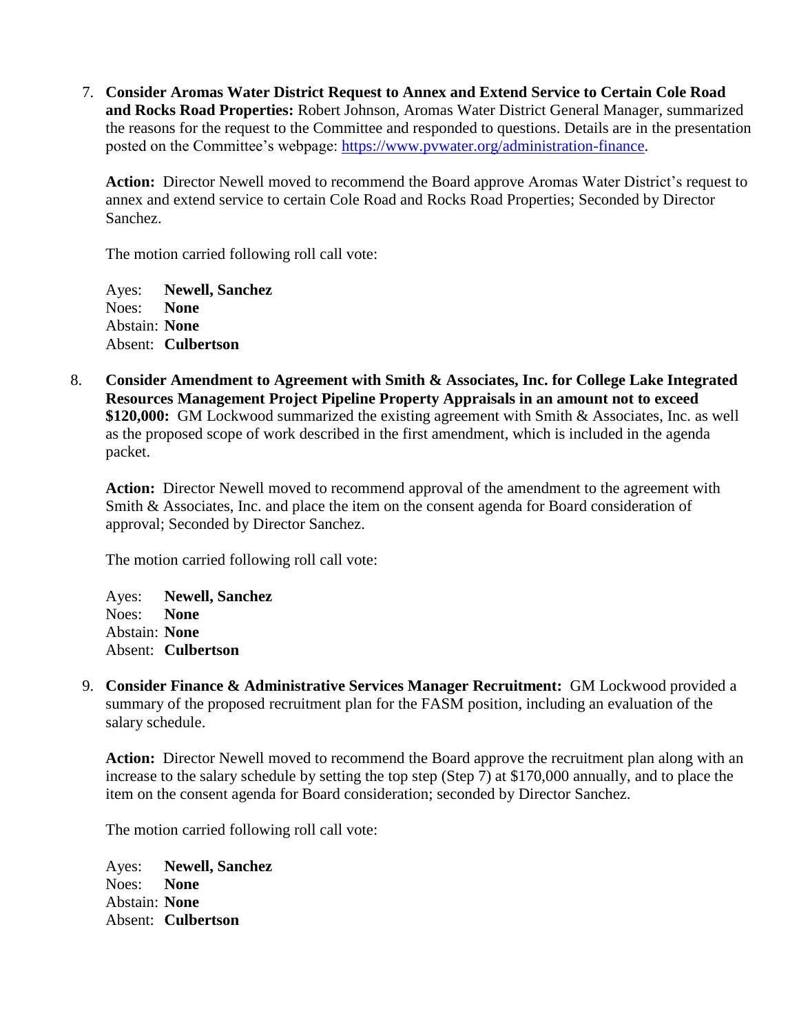7. **Consider Aromas Water District Request to Annex and Extend Service to Certain Cole Road and Rocks Road Properties:** Robert Johnson, Aromas Water District General Manager, summarized the reasons for the request to the Committee and responded to questions. Details are in the presentation posted on the Committee's webpage: [https://www.pvwater.org/administration-finance](https://www.pvwater.org/administration-finance).

   **Action:** Director Newell moved to recommend the Board approve Aromas Water District's request to annex and extend service to certain Cole Road and Rocks Road Properties; Seconded by Director Sanchez.

   The motion carried following roll call vote:

   Ayes: **Newell, Sanchez**
   Noes: **None**
   Abstain: **None**
   Absent: **Culbertson**

8. **Consider Amendment to Agreement with Smith & Associates, Inc. for College Lake Integrated Resources Management Project Pipeline Property Appraisals in an amount not to exceed $120,000:** GM Lockwood summarized the existing agreement with Smith & Associates, Inc. as well as the proposed scope of work described in the first amendment, which is included in the agenda packet.

   **Action:** Director Newell moved to recommend approval of the amendment to the agreement with Smith & Associates, Inc. and place the item on the consent agenda for Board consideration of approval; Seconded by Director Sanchez.

   The motion carried following roll call vote:

   Ayes: **Newell, Sanchez**
   Noes: **None**
   Abstain: **None**
   Absent: **Culbertson**

9. **Consider Finance & Administrative Services Manager Recruitment:** GM Lockwood provided a summary of the proposed recruitment plan for the FASM position, including an evaluation of the salary schedule.

   **Action:** Director Newell moved to recommend the Board approve the recruitment plan along with an increase to the salary schedule by setting the top step (Step 7) at $170,000 annually, and to place the item on the consent agenda for Board consideration; seconded by Director Sanchez.

   The motion carried following roll call vote:

   Ayes: **Newell, Sanchez**
   Noes: **None**
   Abstain: **None**
   Absent: **Culbertson**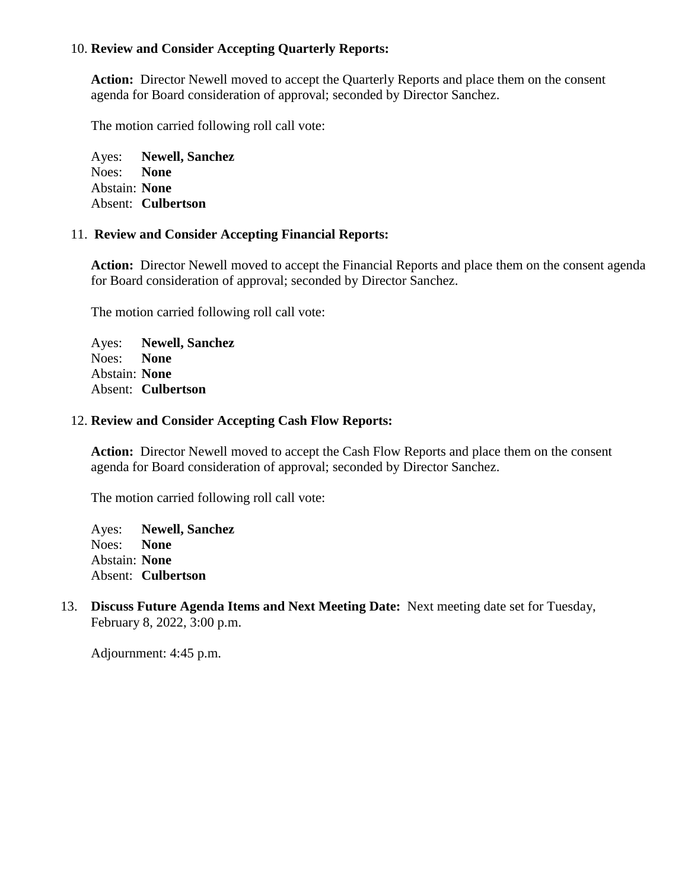10. **Review and Consider Accepting Quarterly Reports:**

    **Action:** Director Newell moved to accept the Quarterly Reports and place them on the consent agenda for Board consideration of approval; seconded by Director Sanchez.

    The motion carried following roll call vote:

    Ayes: **Newell, Sanchez**
    Noes: **None**
    Abstain: **None**
    Absent: **Culbertson**

11. **Review and Consider Accepting Financial Reports:**

    **Action:** Director Newell moved to accept the Financial Reports and place them on the consent agenda for Board consideration of approval; seconded by Director Sanchez.

    The motion carried following roll call vote:

    Ayes: **Newell, Sanchez**
    Noes: **None**
    Abstain: **None**
    Absent: **Culbertson**

12. **Review and Consider Accepting Cash Flow Reports:**

    **Action:** Director Newell moved to accept the Cash Flow Reports and place them on the consent agenda for Board consideration of approval; seconded by Director Sanchez.

    The motion carried following roll call vote:

    Ayes: **Newell, Sanchez**
    Noes: **None**
    Abstain: **None**
    Absent: **Culbertson**

13. **Discuss Future Agenda Items and Next Meeting Date:** Next meeting date set for Tuesday, February 8, 2022, 3:00 p.m.

    Adjournment: 4:45 p.m.